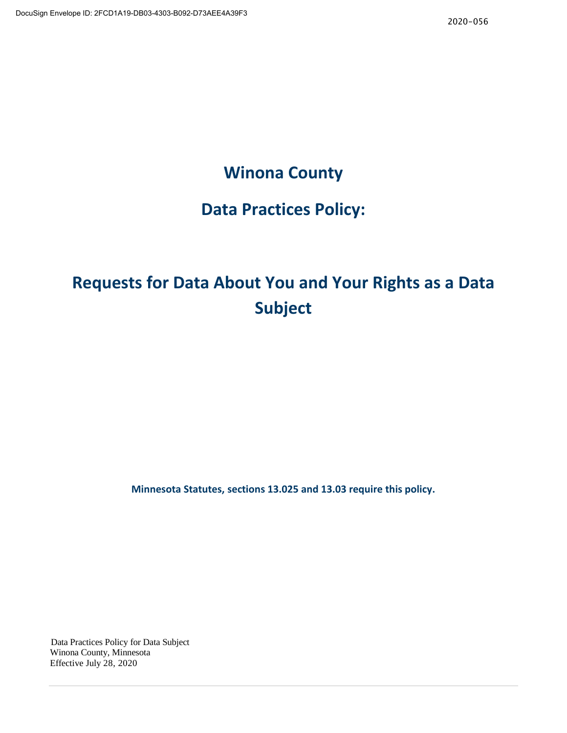# Winona County

## Data Practices Policy:

## Requests for Data About You and Your Rights as a Data Subject

**Minnesota Statutes, sections 13.025 and 13.03 require this policy.**

Data Practices Policy for Data Subject
Winona County, Minnesota
Effective July 28, 2020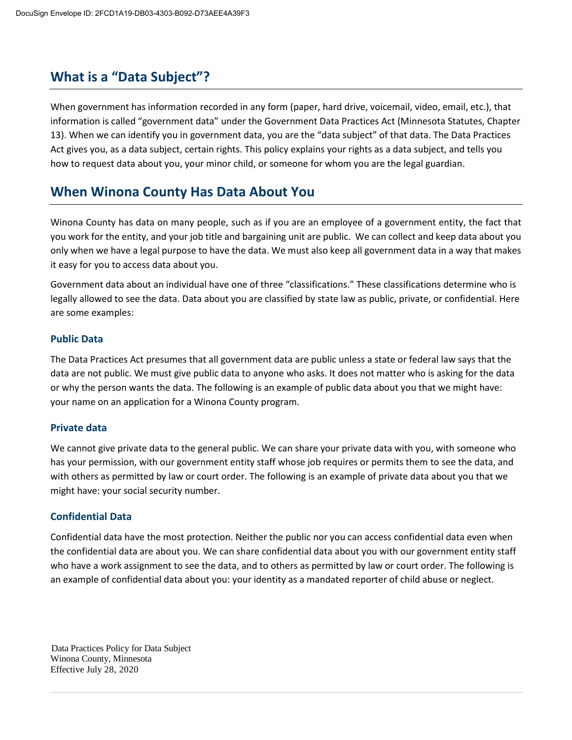## What is a "Data Subject"?

When government has information recorded in any form (paper, hard drive, voicemail, video, email, etc.), that information is called "government data" under the Government Data Practices Act (Minnesota Statutes, Chapter 13). When we can identify you in government data, you are the "data subject" of that data. The Data Practices Act gives you, as a data subject, certain rights. This policy explains your rights as a data subject, and tells you how to request data about you, your minor child, or someone for whom you are the legal guardian.

## When Winona County Has Data About You

Winona County has data on many people, such as if you are an employee of a government entity, the fact that you work for the entity, and your job title and bargaining unit are public. We can collect and keep data about you only when we have a legal purpose to have the data. We must also keep all government data in a way that makes it easy for you to access data about you.

Government data about an individual have one of three "classifications." These classifications determine who is legally allowed to see the data. Data about you are classified by state law as public, private, or confidential. Here are some examples:

### Public Data

The Data Practices Act presumes that all government data are public unless a state or federal law says that the data are not public. We must give public data to anyone who asks. It does not matter who is asking for the data or why the person wants the data. The following is an example of public data about you that we might have: your name on an application for a Winona County program.

### Private data

We cannot give private data to the general public. We can share your private data with you, with someone who has your permission, with our government entity staff whose job requires or permits them to see the data, and with others as permitted by law or court order. The following is an example of private data about you that we might have: your social security number.

### Confidential Data

Confidential data have the most protection. Neither the public nor you can access confidential data even when the confidential data are about you. We can share confidential data about you with our government entity staff who have a work assignment to see the data, and to others as permitted by law or court order. The following is an example of confidential data about you: your identity as a mandated reporter of child abuse or neglect.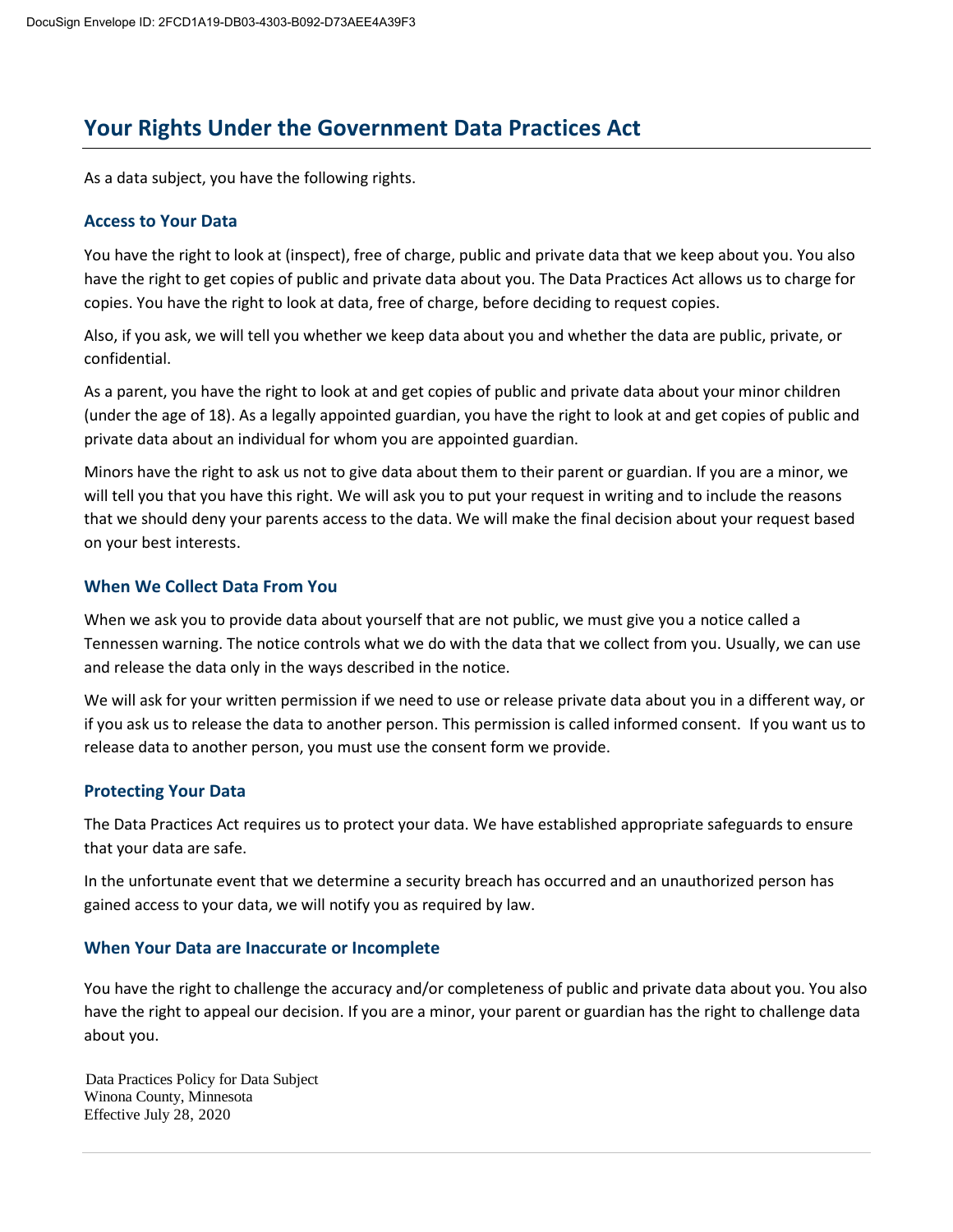# Your Rights Under the Government Data Practices Act

As a data subject, you have the following rights.

### Access to Your Data

You have the right to look at (inspect), free of charge, public and private data that we keep about you. You also have the right to get copies of public and private data about you. The Data Practices Act allows us to charge for copies. You have the right to look at data, free of charge, before deciding to request copies.

Also, if you ask, we will tell you whether we keep data about you and whether the data are public, private, or confidential.

As a parent, you have the right to look at and get copies of public and private data about your minor children (under the age of 18). As a legally appointed guardian, you have the right to look at and get copies of public and private data about an individual for whom you are appointed guardian.

Minors have the right to ask us not to give data about them to their parent or guardian. If you are a minor, we will tell you that you have this right. We will ask you to put your request in writing and to include the reasons that we should deny your parents access to the data. We will make the final decision about your request based on your best interests.

### When We Collect Data From You

When we ask you to provide data about yourself that are not public, we must give you a notice called a Tennessen warning. The notice controls what we do with the data that we collect from you. Usually, we can use and release the data only in the ways described in the notice.

We will ask for your written permission if we need to use or release private data about you in a different way, or if you ask us to release the data to another person. This permission is called informed consent. If you want us to release data to another person, you must use the consent form we provide.

### Protecting Your Data

The Data Practices Act requires us to protect your data. We have established appropriate safeguards to ensure that your data are safe.

In the unfortunate event that we determine a security breach has occurred and an unauthorized person has gained access to your data, we will notify you as required by law.

### When Your Data are Inaccurate or Incomplete

You have the right to challenge the accuracy and/or completeness of public and private data about you. You also have the right to appeal our decision. If you are a minor, your parent or guardian has the right to challenge data about you.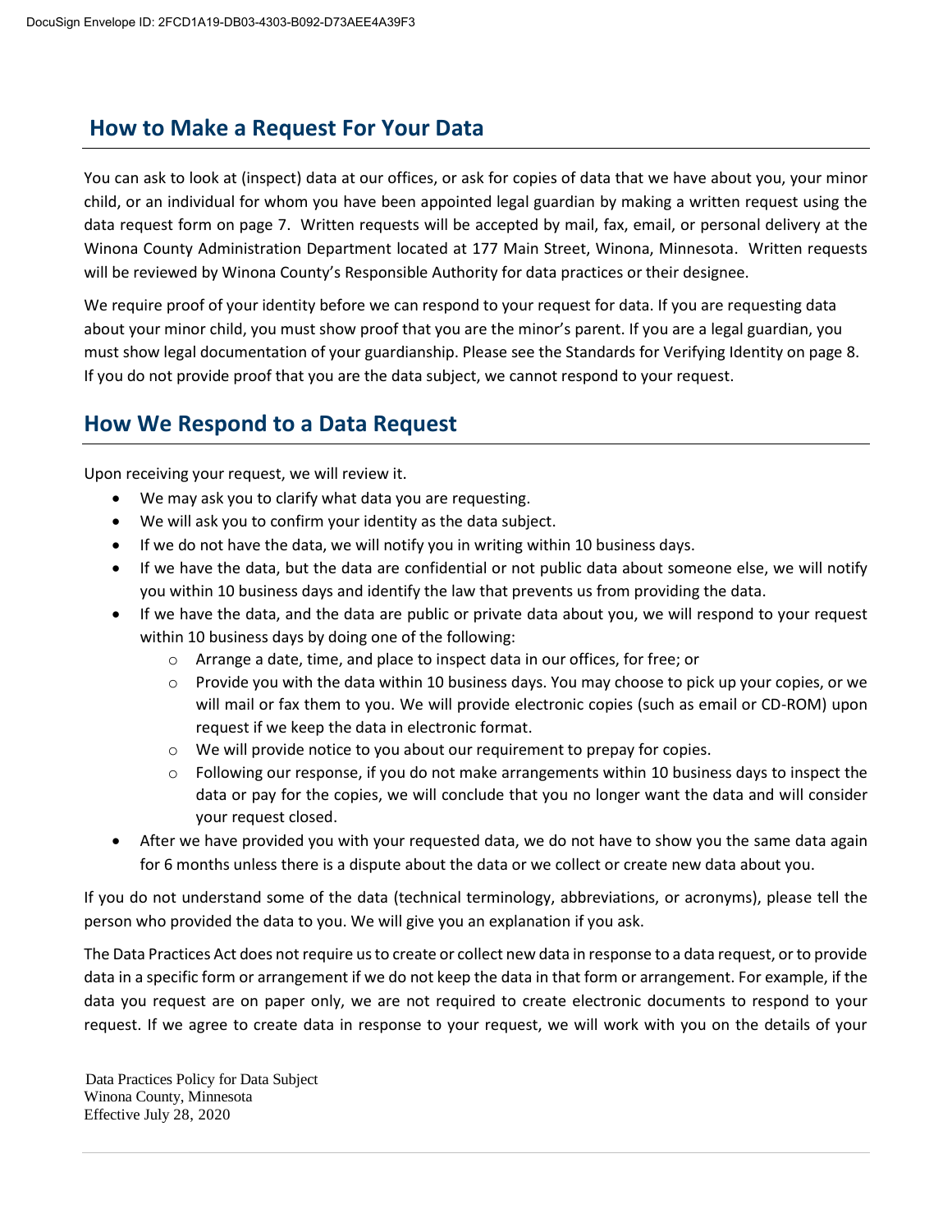## How to Make a Request For Your Data

You can ask to look at (inspect) data at our offices, or ask for copies of data that we have about you, your minor child, or an individual for whom you have been appointed legal guardian by making a written request using the data request form on page 7. Written requests will be accepted by mail, fax, email, or personal delivery at the Winona County Administration Department located at 177 Main Street, Winona, Minnesota. Written requests will be reviewed by Winona County's Responsible Authority for data practices or their designee.

We require proof of your identity before we can respond to your request for data. If you are requesting data about your minor child, you must show proof that you are the minor's parent. If you are a legal guardian, you must show legal documentation of your guardianship. Please see the Standards for Verifying Identity on page 8. If you do not provide proof that you are the data subject, we cannot respond to your request.

## How We Respond to a Data Request

Upon receiving your request, we will review it.

- We may ask you to clarify what data you are requesting.
- We will ask you to confirm your identity as the data subject.
- If we do not have the data, we will notify you in writing within 10 business days.
- If we have the data, but the data are confidential or not public data about someone else, we will notify you within 10 business days and identify the law that prevents us from providing the data.
- If we have the data, and the data are public or private data about you, we will respond to your request within 10 business days by doing one of the following:
  - Arrange a date, time, and place to inspect data in our offices, for free; or
  - Provide you with the data within 10 business days. You may choose to pick up your copies, or we will mail or fax them to you. We will provide electronic copies (such as email or CD-ROM) upon request if we keep the data in electronic format.
  - We will provide notice to you about our requirement to prepay for copies.
  - Following our response, if you do not make arrangements within 10 business days to inspect the data or pay for the copies, we will conclude that you no longer want the data and will consider your request closed.
- After we have provided you with your requested data, we do not have to show you the same data again for 6 months unless there is a dispute about the data or we collect or create new data about you.

If you do not understand some of the data (technical terminology, abbreviations, or acronyms), please tell the person who provided the data to you. We will give you an explanation if you ask.

The Data Practices Act does not require us to create or collect new data in response to a data request, or to provide data in a specific form or arrangement if we do not keep the data in that form or arrangement. For example, if the data you request are on paper only, we are not required to create electronic documents to respond to your request. If we agree to create data in response to your request, we will work with you on the details of your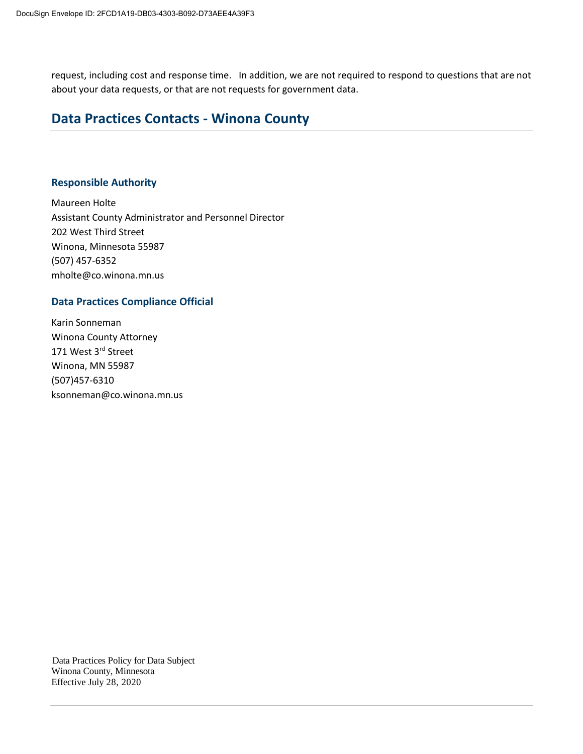request, including cost and response time.   In addition, we are not required to respond to questions that are not about your data requests, or that are not requests for government data.

## Data Practices Contacts - Winona County

### Responsible Authority

Maureen Holte
Assistant County Administrator and Personnel Director
202 West Third Street
Winona, Minnesota 55987
(507) 457-6352
mholte@co.winona.mn.us

### Data Practices Compliance Official

Karin Sonneman
Winona County Attorney
171 West 3rd Street
Winona, MN 55987
(507)457-6310
ksonneman@co.winona.mn.us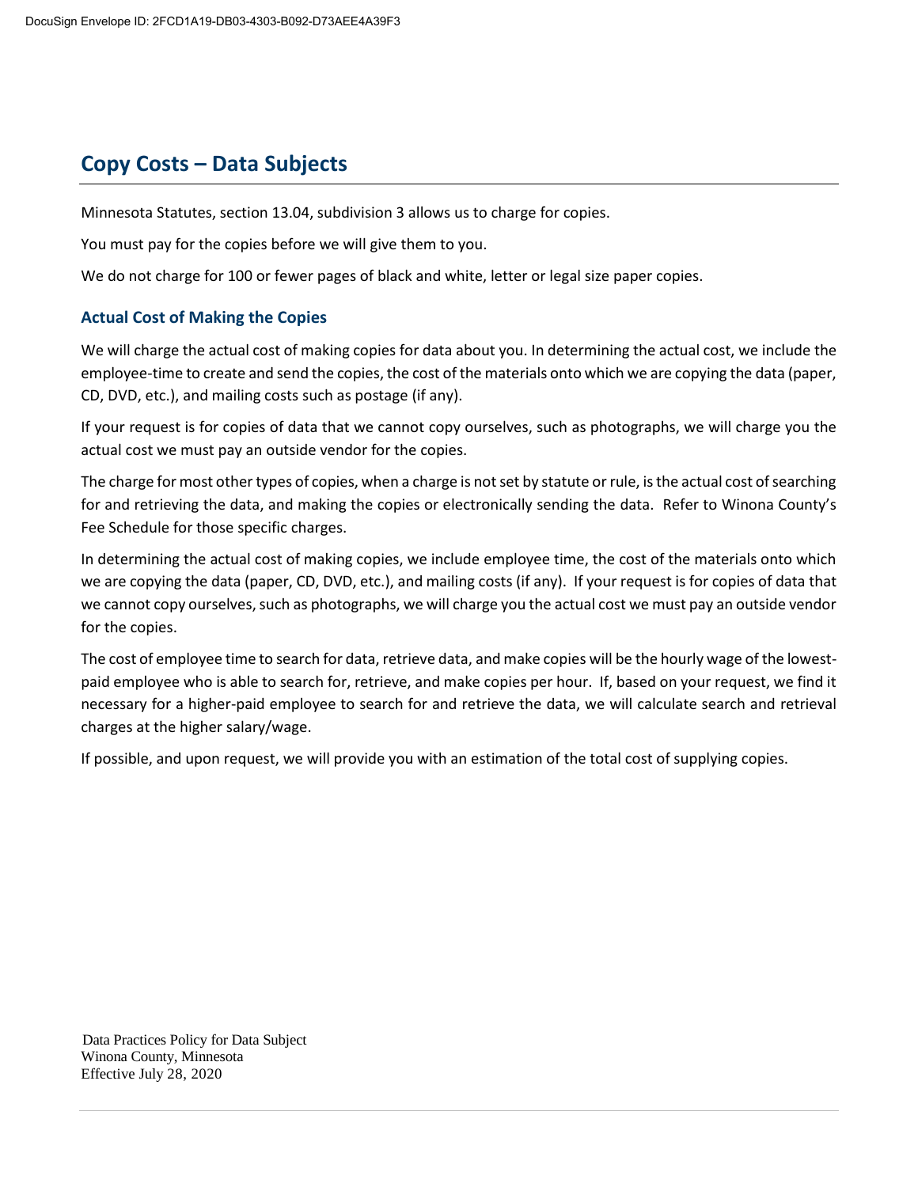## Copy Costs – Data Subjects

Minnesota Statutes, section 13.04, subdivision 3 allows us to charge for copies.

You must pay for the copies before we will give them to you.

We do not charge for 100 or fewer pages of black and white, letter or legal size paper copies.

### Actual Cost of Making the Copies

We will charge the actual cost of making copies for data about you. In determining the actual cost, we include the employee-time to create and send the copies, the cost of the materials onto which we are copying the data (paper, CD, DVD, etc.), and mailing costs such as postage (if any).

If your request is for copies of data that we cannot copy ourselves, such as photographs, we will charge you the actual cost we must pay an outside vendor for the copies.

The charge for most other types of copies, when a charge is not set by statute or rule, is the actual cost of searching for and retrieving the data, and making the copies or electronically sending the data. Refer to Winona County's Fee Schedule for those specific charges.

In determining the actual cost of making copies, we include employee time, the cost of the materials onto which we are copying the data (paper, CD, DVD, etc.), and mailing costs (if any). If your request is for copies of data that we cannot copy ourselves, such as photographs, we will charge you the actual cost we must pay an outside vendor for the copies.

The cost of employee time to search for data, retrieve data, and make copies will be the hourly wage of the lowest-paid employee who is able to search for, retrieve, and make copies per hour. If, based on your request, we find it necessary for a higher-paid employee to search for and retrieve the data, we will calculate search and retrieval charges at the higher salary/wage.

If possible, and upon request, we will provide you with an estimation of the total cost of supplying copies.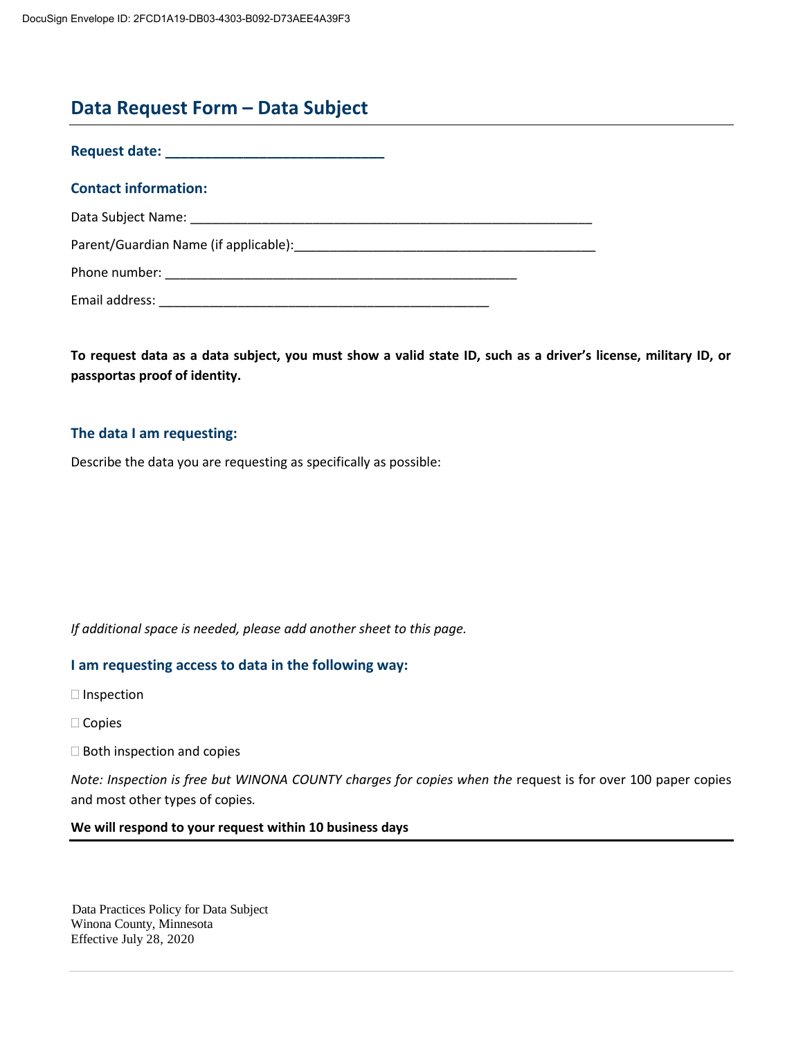## Data Request Form – Data Subject

**Request date: ______________________________**

**Contact information:**

Data Subject Name: ___________________________________________________________

Parent/Guardian Name (if applicable):___________________________________________

Phone number: ___________________________________________________

Email address: ______________________________________________

**To request data as a data subject, you must show a valid state ID, such as a driver's license, military ID, or passportas proof of identity.**

**The data I am requesting:**

Describe the data you are requesting as specifically as possible:

*If additional space is needed, please add another sheet to this page.*

**I am requesting access to data in the following way:**

☐ Inspection

☐ Copies

☐ Both inspection and copies

*Note: Inspection is free but WINONA COUNTY charges for copies when the* request is for over 100 paper copies and most other types of copies*.*

**We will respond to your request within 10 business days**

Data Practices Policy for Data Subject
Winona County, Minnesota
Effective July 28, 2020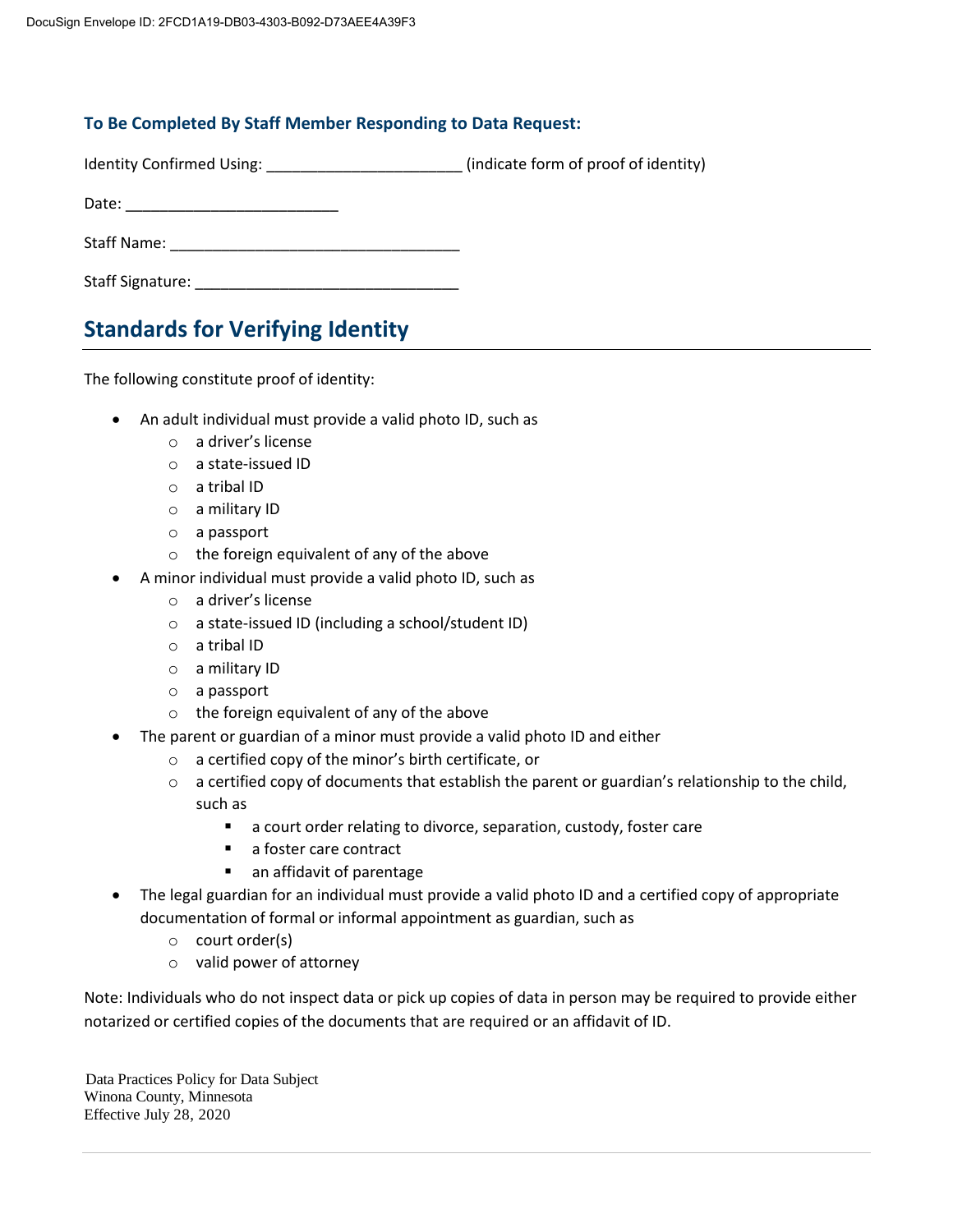**To Be Completed By Staff Member Responding to Data Request:**

Identity Confirmed Using: ______________________ (indicate form of proof of identity)

Date: ________________________

Staff Name: _________________________________

Staff Signature: ______________________________

## Standards for Verifying Identity

The following constitute proof of identity:

- An adult individual must provide a valid photo ID, such as
  - a driver's license
  - a state-issued ID
  - a tribal ID
  - a military ID
  - a passport
  - the foreign equivalent of any of the above
- A minor individual must provide a valid photo ID, such as
  - a driver's license
  - a state-issued ID (including a school/student ID)
  - a tribal ID
  - a military ID
  - a passport
  - the foreign equivalent of any of the above
- The parent or guardian of a minor must provide a valid photo ID and either
  - a certified copy of the minor's birth certificate, or
  - a certified copy of documents that establish the parent or guardian's relationship to the child, such as
    - a court order relating to divorce, separation, custody, foster care
    - a foster care contract
    - an affidavit of parentage
- The legal guardian for an individual must provide a valid photo ID and a certified copy of appropriate documentation of formal or informal appointment as guardian, such as
  - court order(s)
  - valid power of attorney

Note: Individuals who do not inspect data or pick up copies of data in person may be required to provide either notarized or certified copies of the documents that are required or an affidavit of ID.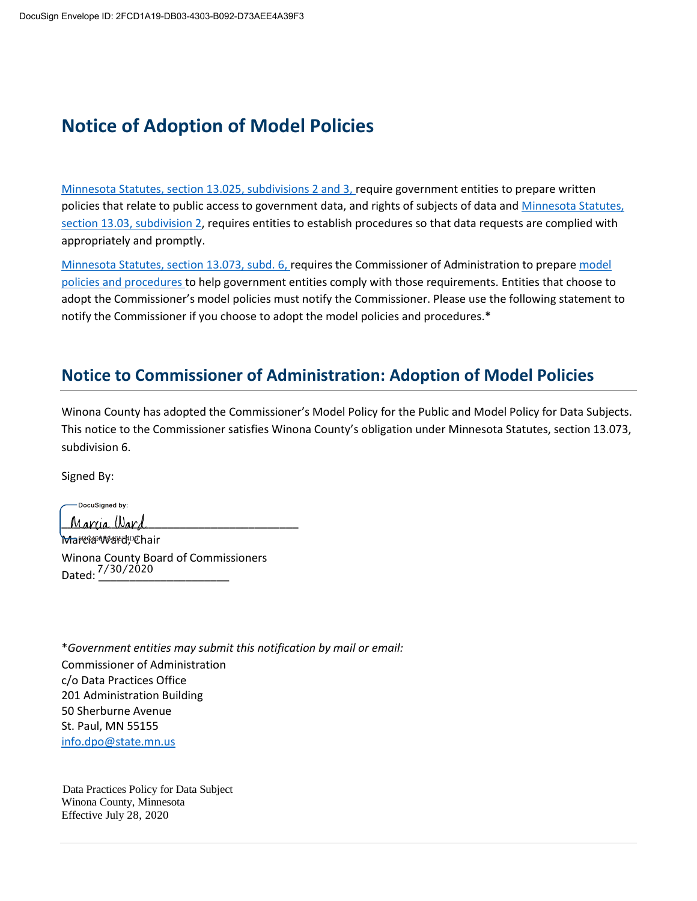# Notice of Adoption of Model Policies

Minnesota Statutes, section 13.025, subdivisions 2 and 3, require government entities to prepare written policies that relate to public access to government data, and rights of subjects of data and Minnesota Statutes, section 13.03, subdivision 2, requires entities to establish procedures so that data requests are complied with appropriately and promptly.

Minnesota Statutes, section 13.073, subd. 6, requires the Commissioner of Administration to prepare model policies and procedures to help government entities comply with those requirements. Entities that choose to adopt the Commissioner's model policies must notify the Commissioner. Please use the following statement to notify the Commissioner if you choose to adopt the model policies and procedures.*

## Notice to Commissioner of Administration: Adoption of Model Policies

Winona County has adopted the Commissioner's Model Policy for the Public and Model Policy for Data Subjects. This notice to the Commissioner satisfies Winona County's obligation under Minnesota Statutes, section 13.073, subdivision 6.

Signed By:

DocuSigned by:

Marcia Ward
_______________________________

Marcia Ward, Chair

Winona County Board of Commissioners

Dated: 7/30/2020

*\*Government entities may submit this notification by mail or email:*

Commissioner of Administration
c/o Data Practices Office
201 Administration Building
50 Sherburne Avenue
St. Paul, MN 55155
info.dpo@state.mn.us